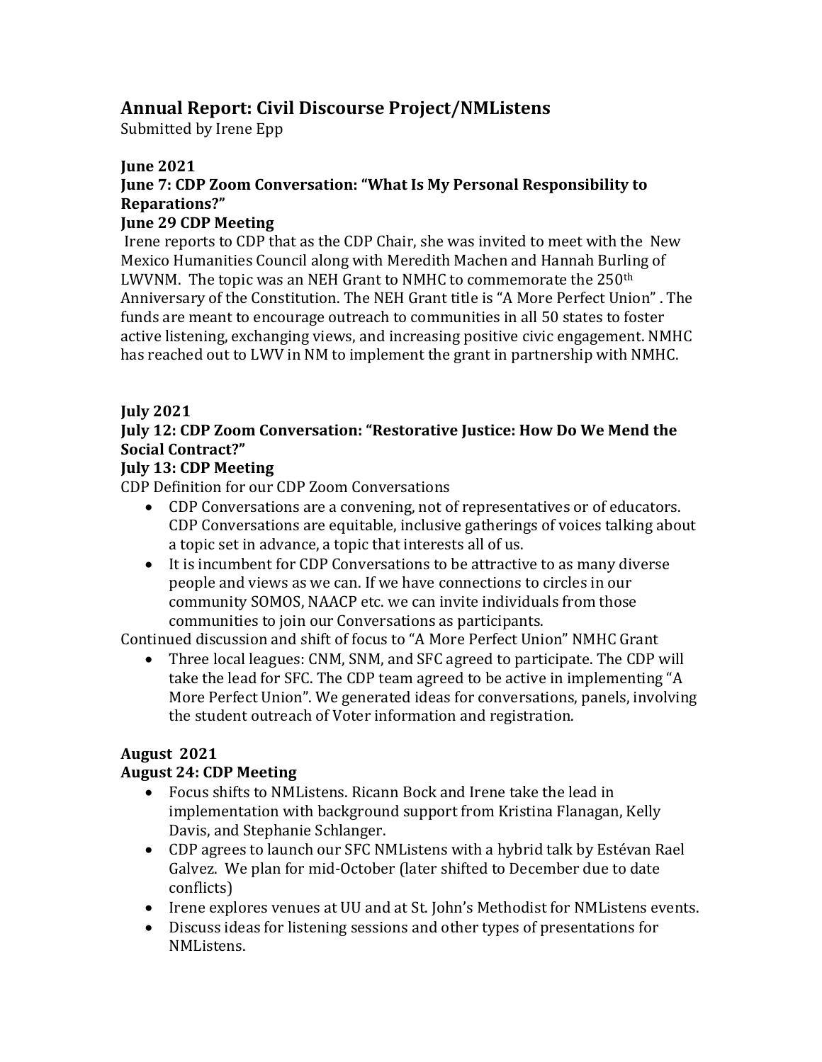# Annual Report: Civil Discourse Project/NMListens

Submitted by Irene Epp

## June 2021

### June 7: CDP Zoom Conversation: "What Is My Personal Responsibility to Reparations?"

### June 29 CDP Meeting

Irene reports to CDP that as the CDP Chair, she was invited to meet with the New Mexico Humanities Council along with Meredith Machen and Hannah Burling of LWVNM. The topic was an NEH Grant to NMHC to commemorate the 250th Anniversary of the Constitution. The NEH Grant title is "A More Perfect Union" . The funds are meant to encourage outreach to communities in all 50 states to foster active listening, exchanging views, and increasing positive civic engagement. NMHC has reached out to LWV in NM to implement the grant in partnership with NMHC.

## July 2021

### July 12: CDP Zoom Conversation: "Restorative Justice: How Do We Mend the Social Contract?"

### July 13: CDP Meeting

CDP Definition for our CDP Zoom Conversations

- CDP Conversations are a convening, not of representatives or of educators. CDP Conversations are equitable, inclusive gatherings of voices talking about a topic set in advance, a topic that interests all of us.
- It is incumbent for CDP Conversations to be attractive to as many diverse people and views as we can. If we have connections to circles in our community SOMOS, NAACP etc. we can invite individuals from those communities to join our Conversations as participants.

Continued discussion and shift of focus to "A More Perfect Union" NMHC Grant

- Three local leagues: CNM, SNM, and SFC agreed to participate. The CDP will take the lead for SFC. The CDP team agreed to be active in implementing "A More Perfect Union". We generated ideas for conversations, panels, involving the student outreach of Voter information and registration.

## August 2021

### August 24: CDP Meeting

- Focus shifts to NMListens. Ricann Bock and Irene take the lead in implementation with background support from Kristina Flanagan, Kelly Davis, and Stephanie Schlanger.
- CDP agrees to launch our SFC NMListens with a hybrid talk by Estévan Rael Galvez. We plan for mid-October (later shifted to December due to date conflicts)
- Irene explores venues at UU and at St. John's Methodist for NMListens events.
- Discuss ideas for listening sessions and other types of presentations for NMListens.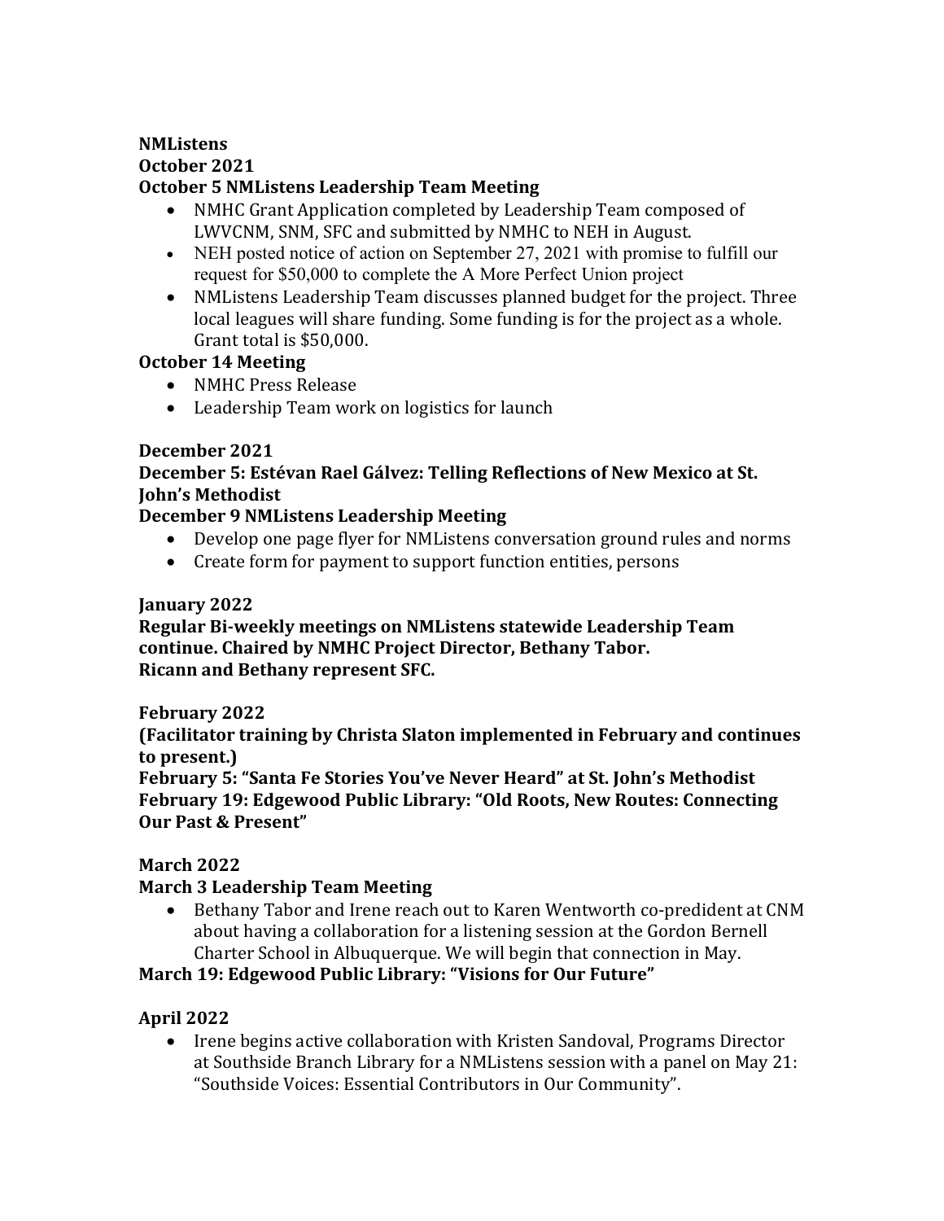**NMListens**

**October 2021**

**October 5 NMListens Leadership Team Meeting**

- NMHC Grant Application completed by Leadership Team composed of LWVCNM, SNM, SFC and submitted by NMHC to NEH in August.
- NEH posted notice of action on September 27, 2021 with promise to fulfill our request for $50,000 to complete the A More Perfect Union project
- NMListens Leadership Team discusses planned budget for the project. Three local leagues will share funding. Some funding is for the project as a whole. Grant total is $50,000.

**October 14 Meeting**

- NMHC Press Release
- Leadership Team work on logistics for launch

**December 2021**

**December 5: Estévan Rael Gálvez: Telling Reflections of New Mexico at St. John's Methodist**

**December 9 NMListens Leadership Meeting**

- Develop one page flyer for NMListens conversation ground rules and norms
- Create form for payment to support function entities, persons

**January 2022**

**Regular Bi-weekly meetings on NMListens statewide Leadership Team continue. Chaired by NMHC Project Director, Bethany Tabor. Ricann and Bethany represent SFC.**

**February 2022**

**(Facilitator training by Christa Slaton implemented in February and continues to present.)**

**February 5: "Santa Fe Stories You've Never Heard" at St. John's Methodist**

**February 19: Edgewood Public Library: "Old Roots, New Routes: Connecting Our Past & Present"**

**March 2022**

**March 3 Leadership Team Meeting**

- Bethany Tabor and Irene reach out to Karen Wentworth co-predident at CNM about having a collaboration for a listening session at the Gordon Bernell Charter School in Albuquerque. We will begin that connection in May.

**March 19: Edgewood Public Library: "Visions for Our Future"**

**April 2022**

- Irene begins active collaboration with Kristen Sandoval, Programs Director at Southside Branch Library for a NMListens session with a panel on May 21: "Southside Voices: Essential Contributors in Our Community".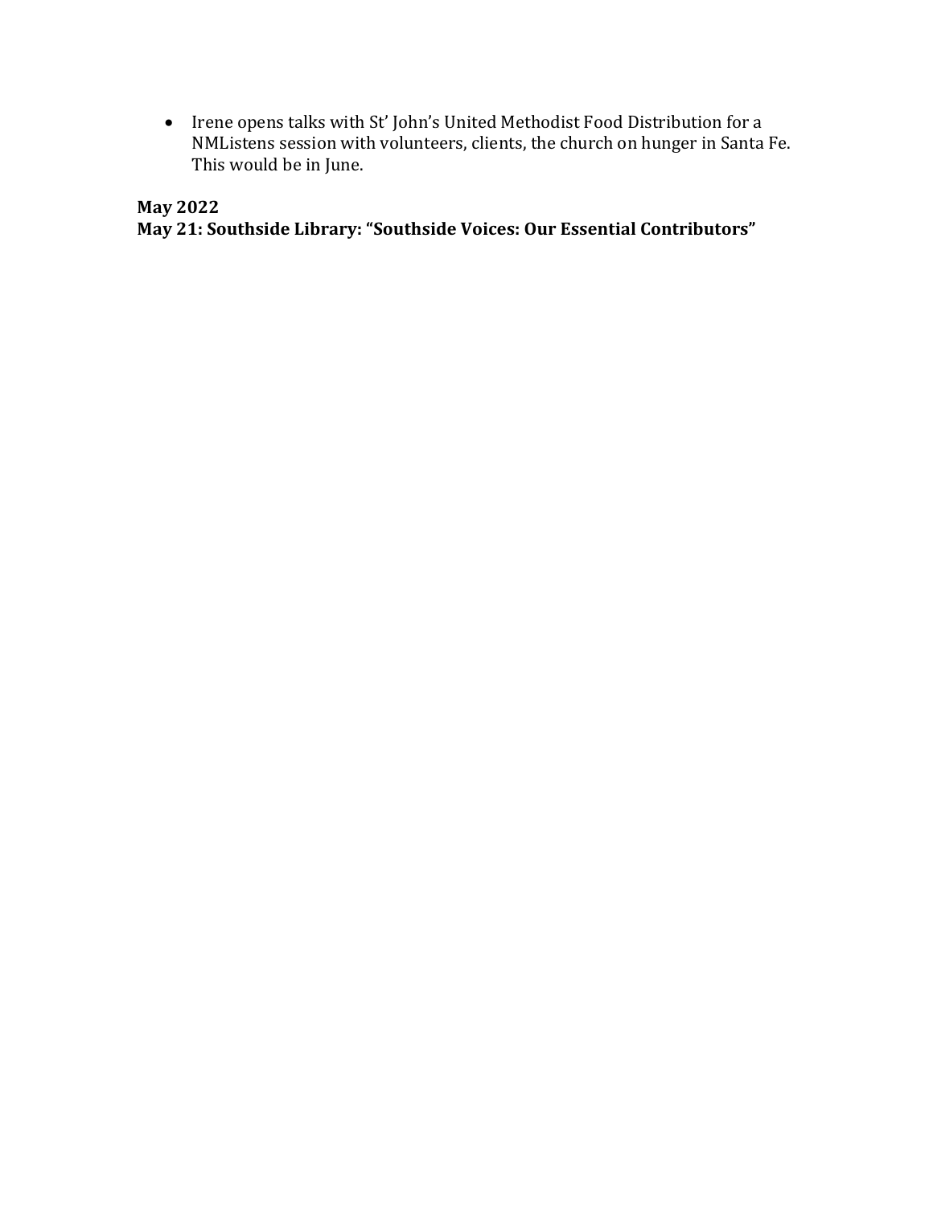- Irene opens talks with St' John's United Methodist Food Distribution for a NMListens session with volunteers, clients, the church on hunger in Santa Fe. This would be in June.

**May 2022**
**May 21: Southside Library: "Southside Voices: Our Essential Contributors"**